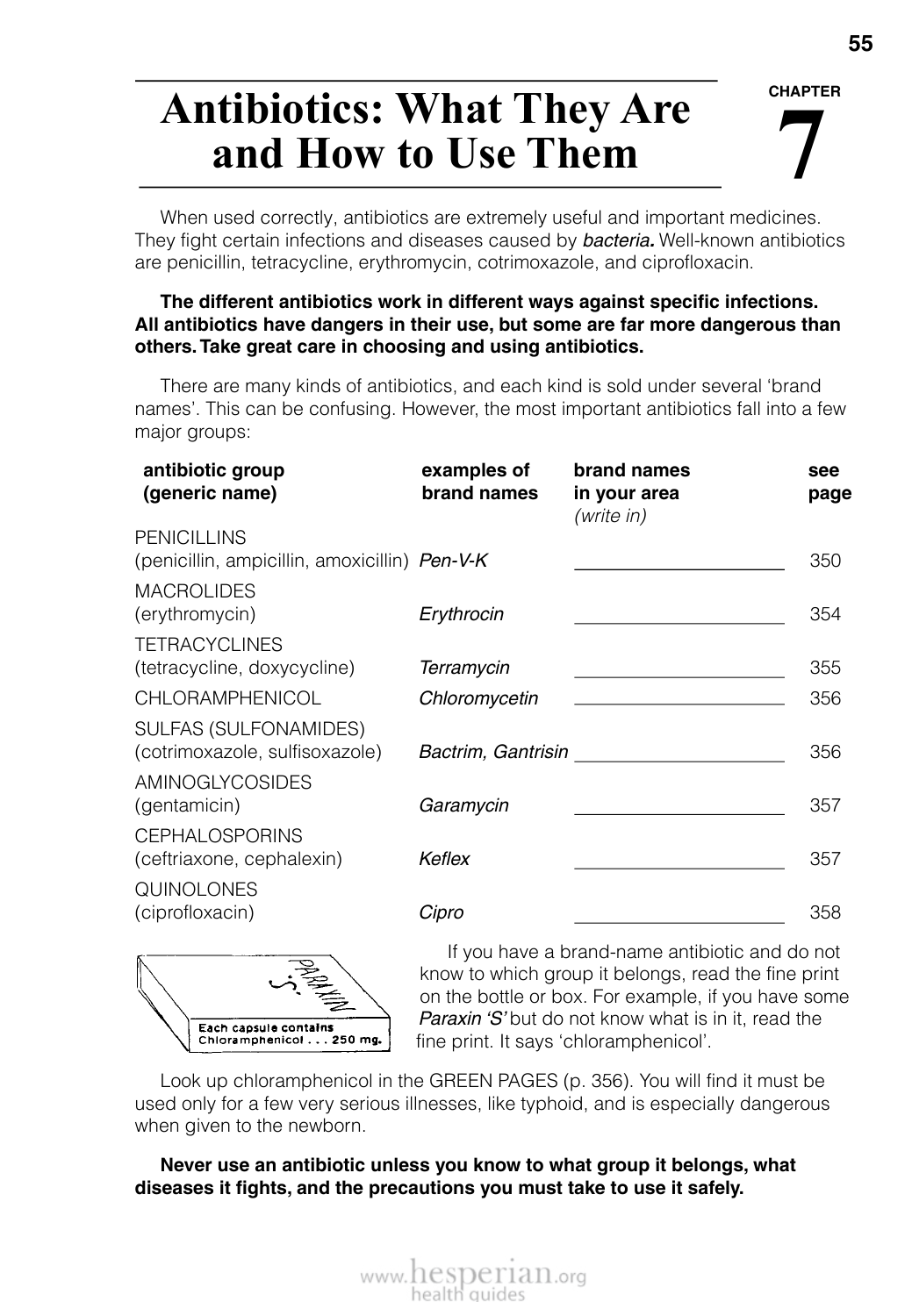CHAPTER 7

# Antibiotics: What They Are and How to Use Them

When used correctly, antibiotics are extremely useful and important medicines. They fight certain infections and diseases caused by ***bacteria.*** Well-known antibiotics are penicillin, tetracycline, erythromycin, cotrimoxazole, and ciprofloxacin.

**The different antibiotics work in different ways against specific infections. All antibiotics have dangers in their use, but some are far more dangerous than others. Take great care in choosing and using antibiotics.**

There are many kinds of antibiotics, and each kind is sold under several 'brand names'. This can be confusing. However, the most important antibiotics fall into a few major groups:

| antibiotic group (generic name) | examples of brand names | brand names in your area *(write in)* | see page |
|---|---|---|---|
| PENICILLINS (penicillin, ampicillin, amoxicillin) | *Pen-V-K* | ____________ | 350 |
| MACROLIDES (erythromycin) | *Erythrocin* | ____________ | 354 |
| TETRACYCLINES (tetracycline, doxycycline) | *Terramycin* | ____________ | 355 |
| CHLORAMPHENICOL | *Chloromycetin* | ____________ | 356 |
| SULFAS (SULFONAMIDES) (cotrimoxazole, sulfisoxazole) | *Bactrim, Gantrisin* | ____________ | 356 |
| AMINOGLYCOSIDES (gentamicin) | *Garamycin* | ____________ | 357 |
| CEPHALOSPORINS (ceftriaxone, cephalexin) | *Keflex* | ____________ | 357 |
| QUINOLONES (ciprofloxacin) | *Cipro* | ____________ | 358 |

PARAXIN 'S'
Each capsule contains Chloramphenicol . . . 250 mg.

If you have a brand-name antibiotic and do not know to which group it belongs, read the fine print on the bottle or box. For example, if you have some *Paraxin 'S'* but do not know what is in it, read the fine print. It says 'chloramphenicol'.

Look up chloramphenicol in the GREEN PAGES (p. 356). You will find it must be used only for a few very serious illnesses, like typhoid, and is especially dangerous when given to the newborn.

**Never use an antibiotic unless you know to what group it belongs, what diseases it fights, and the precautions you must take to use it safely.**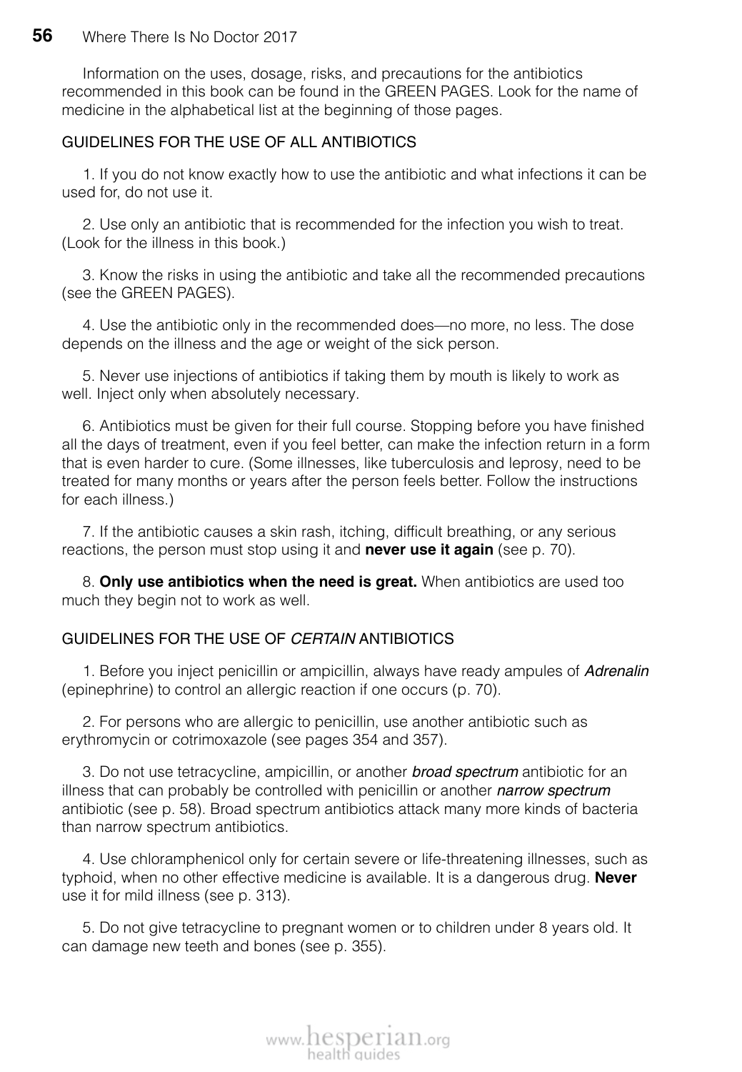Information on the uses, dosage, risks, and precautions for the antibiotics recommended in this book can be found in the GREEN PAGES. Look for the name of medicine in the alphabetical list at the beginning of those pages.

## GUIDELINES FOR THE USE OF ALL ANTIBIOTICS

1. If you do not know exactly how to use the antibiotic and what infections it can be used for, do not use it.

2. Use only an antibiotic that is recommended for the infection you wish to treat. (Look for the illness in this book.)

3. Know the risks in using the antibiotic and take all the recommended precautions (see the GREEN PAGES).

4. Use the antibiotic only in the recommended does—no more, no less. The dose depends on the illness and the age or weight of the sick person.

5. Never use injections of antibiotics if taking them by mouth is likely to work as well. Inject only when absolutely necessary.

6. Antibiotics must be given for their full course. Stopping before you have finished all the days of treatment, even if you feel better, can make the infection return in a form that is even harder to cure. (Some illnesses, like tuberculosis and leprosy, need to be treated for many months or years after the person feels better. Follow the instructions for each illness.)

7. If the antibiotic causes a skin rash, itching, difficult breathing, or any serious reactions, the person must stop using it and **never use it again** (see p. 70).

8. **Only use antibiotics when the need is great.** When antibiotics are used too much they begin not to work as well.

## GUIDELINES FOR THE USE OF *CERTAIN* ANTIBIOTICS

1. Before you inject penicillin or ampicillin, always have ready ampules of *Adrenalin* (epinephrine) to control an allergic reaction if one occurs (p. 70).

2. For persons who are allergic to penicillin, use another antibiotic such as erythromycin or cotrimoxazole (see pages 354 and 357).

3. Do not use tetracycline, ampicillin, or another ***broad spectrum*** antibiotic for an illness that can probably be controlled with penicillin or another ***narrow spectrum*** antibiotic (see p. 58). Broad spectrum antibiotics attack many more kinds of bacteria than narrow spectrum antibiotics.

4. Use chloramphenicol only for certain severe or life-threatening illnesses, such as typhoid, when no other effective medicine is available. It is a dangerous drug. **Never** use it for mild illness (see p. 313).

5. Do not give tetracycline to pregnant women or to children under 8 years old. It can damage new teeth and bones (see p. 355).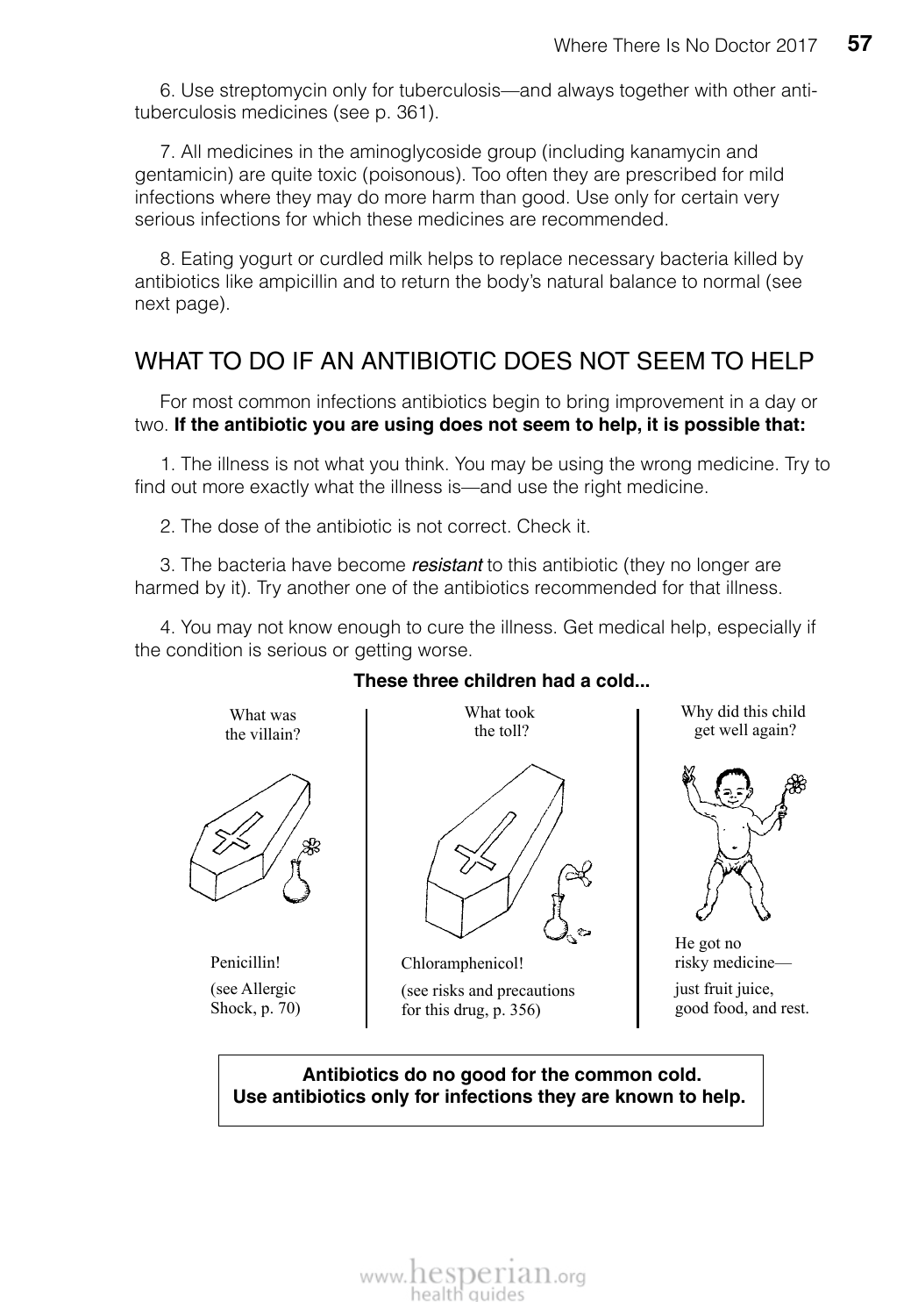6. Use streptomycin only for tuberculosis—and always together with other anti-tuberculosis medicines (see p. 361).

7. All medicines in the aminoglycoside group (including kanamycin and gentamicin) are quite toxic (poisonous). Too often they are prescribed for mild infections where they may do more harm than good. Use only for certain very serious infections for which these medicines are recommended.

8. Eating yogurt or curdled milk helps to replace necessary bacteria killed by antibiotics like ampicillin and to return the body's natural balance to normal (see next page).

## WHAT TO DO IF AN ANTIBIOTIC DOES NOT SEEM TO HELP

For most common infections antibiotics begin to bring improvement in a day or two. **If the antibiotic you are using does not seem to help, it is possible that:**

1. The illness is not what you think. You may be using the wrong medicine. Try to find out more exactly what the illness is—and use the right medicine.

2. The dose of the antibiotic is not correct. Check it.

3. The bacteria have become *resistant* to this antibiotic (they no longer are harmed by it). Try another one of the antibiotics recommended for that illness.

4. You may not know enough to cure the illness. Get medical help, especially if the condition is serious or getting worse.

**These three children had a cold...**

What was the villain?

Penicillin!

(see Allergic Shock, p. 70)

What took the toll?

Chloramphenicol!

(see risks and precautions for this drug, p. 356)

Why did this child get well again?

He got no risky medicine—

just fruit juice, good food, and rest.

**Antibiotics do no good for the common cold.**
**Use antibiotics only for infections they are known to help.**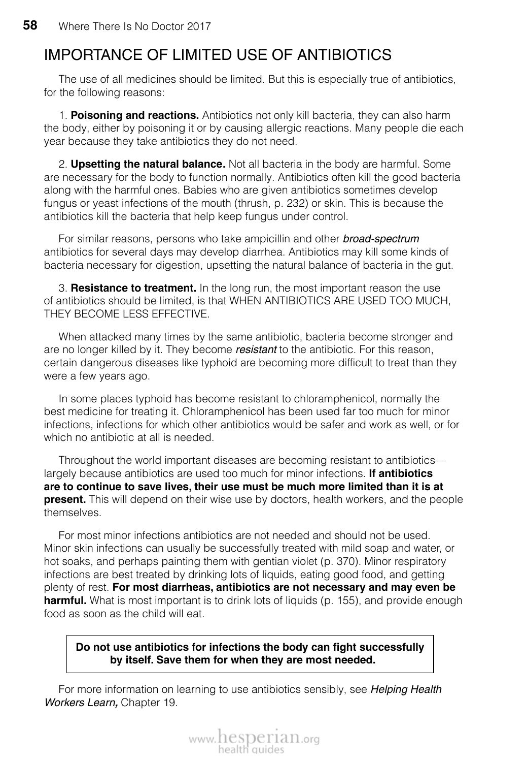## IMPORTANCE OF LIMITED USE OF ANTIBIOTICS

The use of all medicines should be limited. But this is especially true of antibiotics, for the following reasons:

1. **Poisoning and reactions.** Antibiotics not only kill bacteria, they can also harm the body, either by poisoning it or by causing allergic reactions. Many people die each year because they take antibiotics they do not need.

2. **Upsetting the natural balance.** Not all bacteria in the body are harmful. Some are necessary for the body to function normally. Antibiotics often kill the good bacteria along with the harmful ones. Babies who are given antibiotics sometimes develop fungus or yeast infections of the mouth (thrush, p. 232) or skin. This is because the antibiotics kill the bacteria that help keep fungus under control.

For similar reasons, persons who take ampicillin and other ***broad-spectrum*** antibiotics for several days may develop diarrhea. Antibiotics may kill some kinds of bacteria necessary for digestion, upsetting the natural balance of bacteria in the gut.

3. **Resistance to treatment.** In the long run, the most important reason the use of antibiotics should be limited, is that WHEN ANTIBIOTICS ARE USED TOO MUCH, THEY BECOME LESS EFFECTIVE.

When attacked many times by the same antibiotic, bacteria become stronger and are no longer killed by it. They become ***resistant*** to the antibiotic. For this reason, certain dangerous diseases like typhoid are becoming more difficult to treat than they were a few years ago.

In some places typhoid has become resistant to chloramphenicol, normally the best medicine for treating it. Chloramphenicol has been used far too much for minor infections, infections for which other antibiotics would be safer and work as well, or for which no antibiotic at all is needed.

Throughout the world important diseases are becoming resistant to antibiotics—largely because antibiotics are used too much for minor infections. **If antibiotics are to continue to save lives, their use must be much more limited than it is at present.** This will depend on their wise use by doctors, health workers, and the people themselves.

For most minor infections antibiotics are not needed and should not be used. Minor skin infections can usually be successfully treated with mild soap and water, or hot soaks, and perhaps painting them with gentian violet (p. 370). Minor respiratory infections are best treated by drinking lots of liquids, eating good food, and getting plenty of rest. **For most diarrheas, antibiotics are not necessary and may even be harmful.** What is most important is to drink lots of liquids (p. 155), and provide enough food as soon as the child will eat.

**Do not use antibiotics for infections the body can fight successfully by itself. Save them for when they are most needed.**

For more information on learning to use antibiotics sensibly, see *Helping Health Workers Learn,* Chapter 19.